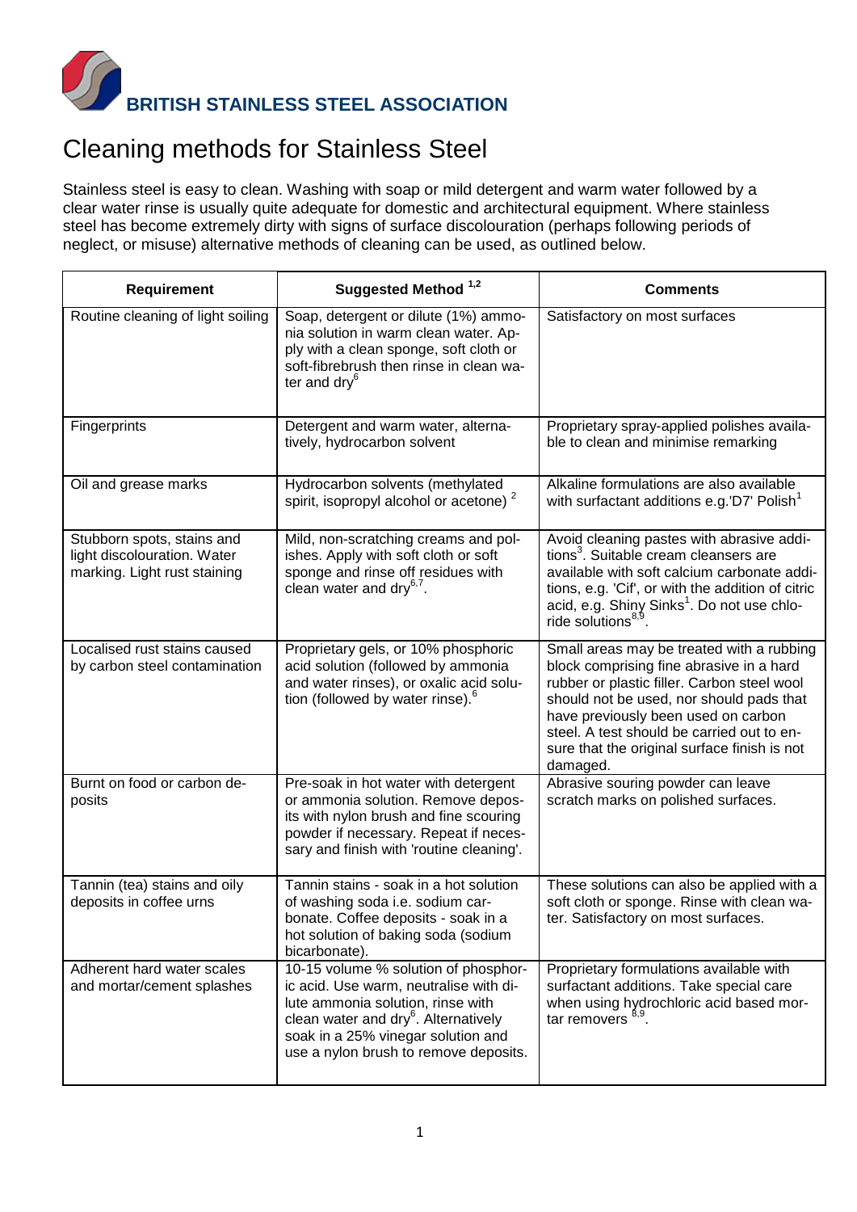**BRITISH STAINLESS STEEL ASSOCIATION**

# Cleaning methods for Stainless Steel

Stainless steel is easy to clean. Washing with soap or mild detergent and warm water followed by a clear water rinse is usually quite adequate for domestic and architectural equipment. Where stainless steel has become extremely dirty with signs of surface discolouration (perhaps following periods of neglect, or misuse) alternative methods of cleaning can be used, as outlined below.

| Requirement | Suggested Method [1,2] | Comments |
|---|---|---|
| Routine cleaning of light soiling | Soap, detergent or dilute (1%) ammonia solution in warm clean water. Apply with a clean sponge, soft cloth or soft-fibrebrush then rinse in clean water and dry[6] | Satisfactory on most surfaces |
| Fingerprints | Detergent and warm water, alternatively, hydrocarbon solvent | Proprietary spray-applied polishes available to clean and minimise remarking |
| Oil and grease marks | Hydrocarbon solvents (methylated spirit, isopropyl alcohol or acetone) [2] | Alkaline formulations are also available with surfactant additions e.g.'D7' Polish[1] |
| Stubborn spots, stains and light discolouration. Water marking. Light rust staining | Mild, non-scratching creams and polishes. Apply with soft cloth or soft sponge and rinse off residues with clean water and dry[6,7]. | Avoid cleaning pastes with abrasive additions[3]. Suitable cream cleansers are available with soft calcium carbonate additions, e.g. 'Cif', or with the addition of citric acid, e.g. Shiny Sinks[1]. Do not use chloride solutions[8,9]. |
| Localised rust stains caused by carbon steel contamination | Proprietary gels, or 10% phosphoric acid solution (followed by ammonia and water rinses), or oxalic acid solution (followed by water rinse).[6] | Small areas may be treated with a rubbing block comprising fine abrasive in a hard rubber or plastic filler. Carbon steel wool should not be used, nor should pads that have previously been used on carbon steel. A test should be carried out to ensure that the original surface finish is not damaged. |
| Burnt on food or carbon deposits | Pre-soak in hot water with detergent or ammonia solution. Remove deposits with nylon brush and fine scouring powder if necessary. Repeat if necessary and finish with 'routine cleaning'. | Abrasive souring powder can leave scratch marks on polished surfaces. |
| Tannin (tea) stains and oily deposits in coffee urns | Tannin stains - soak in a hot solution of washing soda i.e. sodium carbonate. Coffee deposits - soak in a hot solution of baking soda (sodium bicarbonate). | These solutions can also be applied with a soft cloth or sponge. Rinse with clean water. Satisfactory on most surfaces. |
| Adherent hard water scales and mortar/cement splashes | 10-15 volume % solution of phosphoric acid. Use warm, neutralise with dilute ammonia solution, rinse with clean water and dry[6]. Alternatively soak in a 25% vinegar solution and use a nylon brush to remove deposits. | Proprietary formulations available with surfactant additions. Take special care when using hydrochloric acid based mortar removers [8,9]. |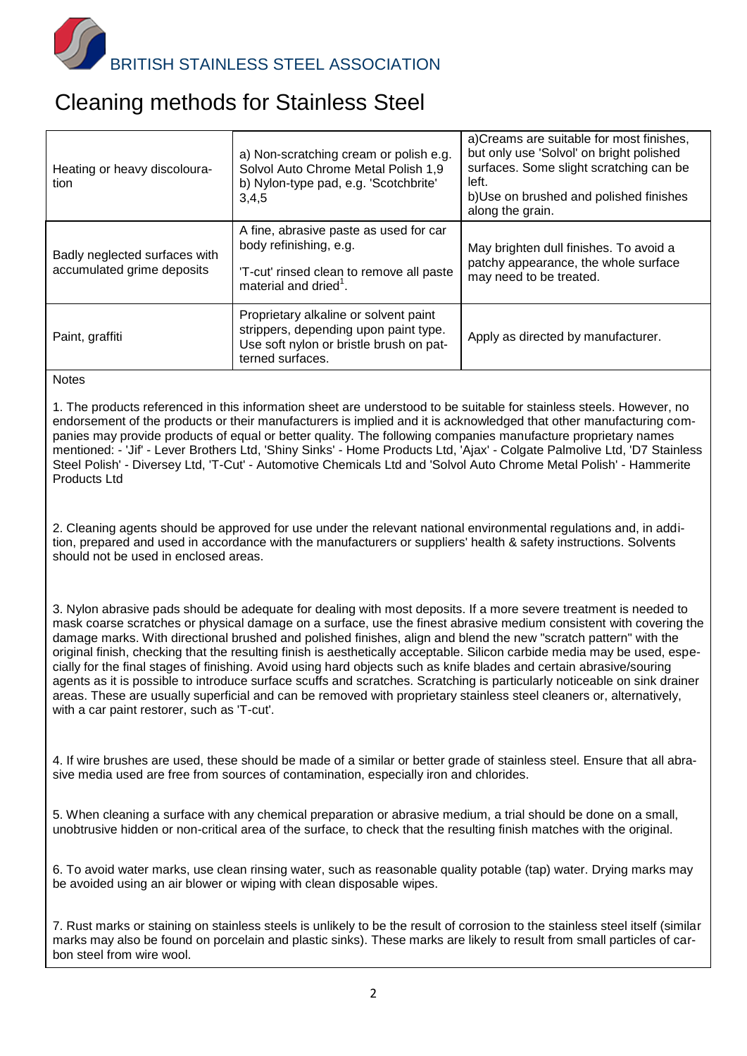BRITISH STAINLESS STEEL ASSOCIATION

# Cleaning methods for Stainless Steel

| | | |
|---|---|---|
| Heating or heavy discolouration | a) Non-scratching cream or polish e.g. Solvol Auto Chrome Metal Polish 1,9<br>b) Nylon-type pad, e.g. 'Scotchbrite' 3,4,5 | a)Creams are suitable for most finishes, but only use 'Solvol' on bright polished surfaces. Some slight scratching can be left.<br>b)Use on brushed and polished finishes along the grain. |
| Badly neglected surfaces with accumulated grime deposits | A fine, abrasive paste as used for car body refinishing, e.g.<br>'T-cut' rinsed clean to remove all paste material and dried[1]. | May brighten dull finishes. To avoid a patchy appearance, the whole surface may need to be treated. |
| Paint, graffiti | Proprietary alkaline or solvent paint strippers, depending upon paint type. Use soft nylon or bristle brush on patterned surfaces. | Apply as directed by manufacturer. |

Notes

1. The products referenced in this information sheet are understood to be suitable for stainless steels. However, no endorsement of the products or their manufacturers is implied and it is acknowledged that other manufacturing companies may provide products of equal or better quality. The following companies manufacture proprietary names mentioned: - 'Jif' - Lever Brothers Ltd, 'Shiny Sinks' - Home Products Ltd, 'Ajax' - Colgate Palmolive Ltd, 'D7 Stainless Steel Polish' - Diversey Ltd, 'T-Cut' - Automotive Chemicals Ltd and 'Solvol Auto Chrome Metal Polish' - Hammerite Products Ltd

2. Cleaning agents should be approved for use under the relevant national environmental regulations and, in addition, prepared and used in accordance with the manufacturers or suppliers' health & safety instructions. Solvents should not be used in enclosed areas.

3. Nylon abrasive pads should be adequate for dealing with most deposits. If a more severe treatment is needed to mask coarse scratches or physical damage on a surface, use the finest abrasive medium consistent with covering the damage marks. With directional brushed and polished finishes, align and blend the new "scratch pattern" with the original finish, checking that the resulting finish is aesthetically acceptable. Silicon carbide media may be used, especially for the final stages of finishing. Avoid using hard objects such as knife blades and certain abrasive/souring agents as it is possible to introduce surface scuffs and scratches. Scratching is particularly noticeable on sink drainer areas. These are usually superficial and can be removed with proprietary stainless steel cleaners or, alternatively, with a car paint restorer, such as 'T-cut'.

4. If wire brushes are used, these should be made of a similar or better grade of stainless steel. Ensure that all abrasive media used are free from sources of contamination, especially iron and chlorides.

5. When cleaning a surface with any chemical preparation or abrasive medium, a trial should be done on a small, unobtrusive hidden or non-critical area of the surface, to check that the resulting finish matches with the original.

6. To avoid water marks, use clean rinsing water, such as reasonable quality potable (tap) water. Drying marks may be avoided using an air blower or wiping with clean disposable wipes.

7. Rust marks or staining on stainless steels is unlikely to be the result of corrosion to the stainless steel itself (similar marks may also be found on porcelain and plastic sinks). These marks are likely to result from small particles of carbon steel from wire wool.